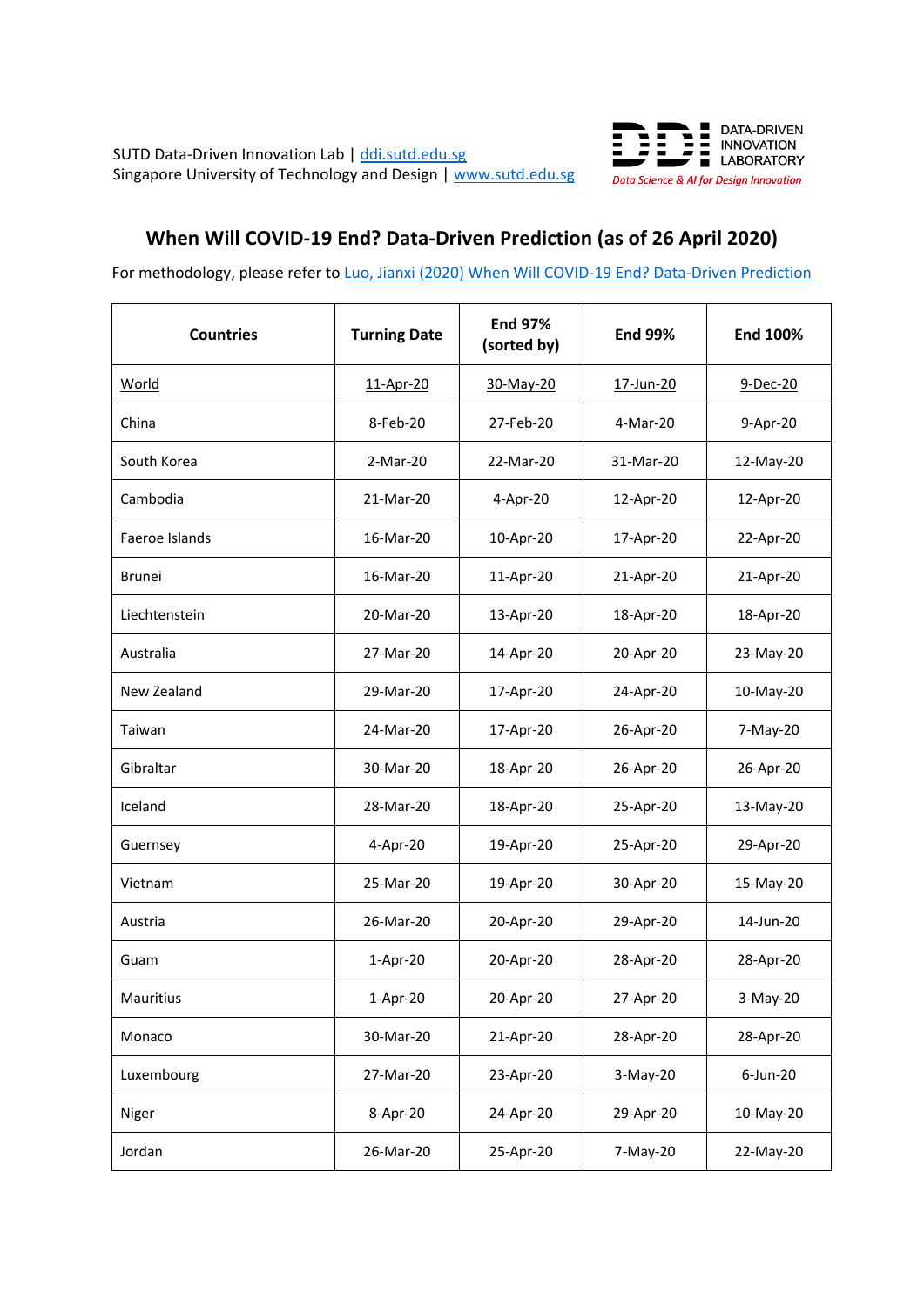SUTD Data-Driven Innovation Lab | ddi.sutd.edu.sg
Singapore University of Technology and Design | www.sutd.edu.sg

DATA-DRIVEN INNOVATION LABORATORY
*Data Science & AI for Design Innovation*

## When Will COVID-19 End? Data-Driven Prediction (as of 26 April 2020)

For methodology, please refer to Luo, Jianxi (2020) When Will COVID-19 End? Data-Driven Prediction

| Countries | Turning Date | End 97% (sorted by) | End 99% | End 100% |
|---|---|---|---|---|
| World | 11-Apr-20 | 30-May-20 | 17-Jun-20 | 9-Dec-20 |
| China | 8-Feb-20 | 27-Feb-20 | 4-Mar-20 | 9-Apr-20 |
| South Korea | 2-Mar-20 | 22-Mar-20 | 31-Mar-20 | 12-May-20 |
| Cambodia | 21-Mar-20 | 4-Apr-20 | 12-Apr-20 | 12-Apr-20 |
| Faeroe Islands | 16-Mar-20 | 10-Apr-20 | 17-Apr-20 | 22-Apr-20 |
| Brunei | 16-Mar-20 | 11-Apr-20 | 21-Apr-20 | 21-Apr-20 |
| Liechtenstein | 20-Mar-20 | 13-Apr-20 | 18-Apr-20 | 18-Apr-20 |
| Australia | 27-Mar-20 | 14-Apr-20 | 20-Apr-20 | 23-May-20 |
| New Zealand | 29-Mar-20 | 17-Apr-20 | 24-Apr-20 | 10-May-20 |
| Taiwan | 24-Mar-20 | 17-Apr-20 | 26-Apr-20 | 7-May-20 |
| Gibraltar | 30-Mar-20 | 18-Apr-20 | 26-Apr-20 | 26-Apr-20 |
| Iceland | 28-Mar-20 | 18-Apr-20 | 25-Apr-20 | 13-May-20 |
| Guernsey | 4-Apr-20 | 19-Apr-20 | 25-Apr-20 | 29-Apr-20 |
| Vietnam | 25-Mar-20 | 19-Apr-20 | 30-Apr-20 | 15-May-20 |
| Austria | 26-Mar-20 | 20-Apr-20 | 29-Apr-20 | 14-Jun-20 |
| Guam | 1-Apr-20 | 20-Apr-20 | 28-Apr-20 | 28-Apr-20 |
| Mauritius | 1-Apr-20 | 20-Apr-20 | 27-Apr-20 | 3-May-20 |
| Monaco | 30-Mar-20 | 21-Apr-20 | 28-Apr-20 | 28-Apr-20 |
| Luxembourg | 27-Mar-20 | 23-Apr-20 | 3-May-20 | 6-Jun-20 |
| Niger | 8-Apr-20 | 24-Apr-20 | 29-Apr-20 | 10-May-20 |
| Jordan | 26-Mar-20 | 25-Apr-20 | 7-May-20 | 22-May-20 |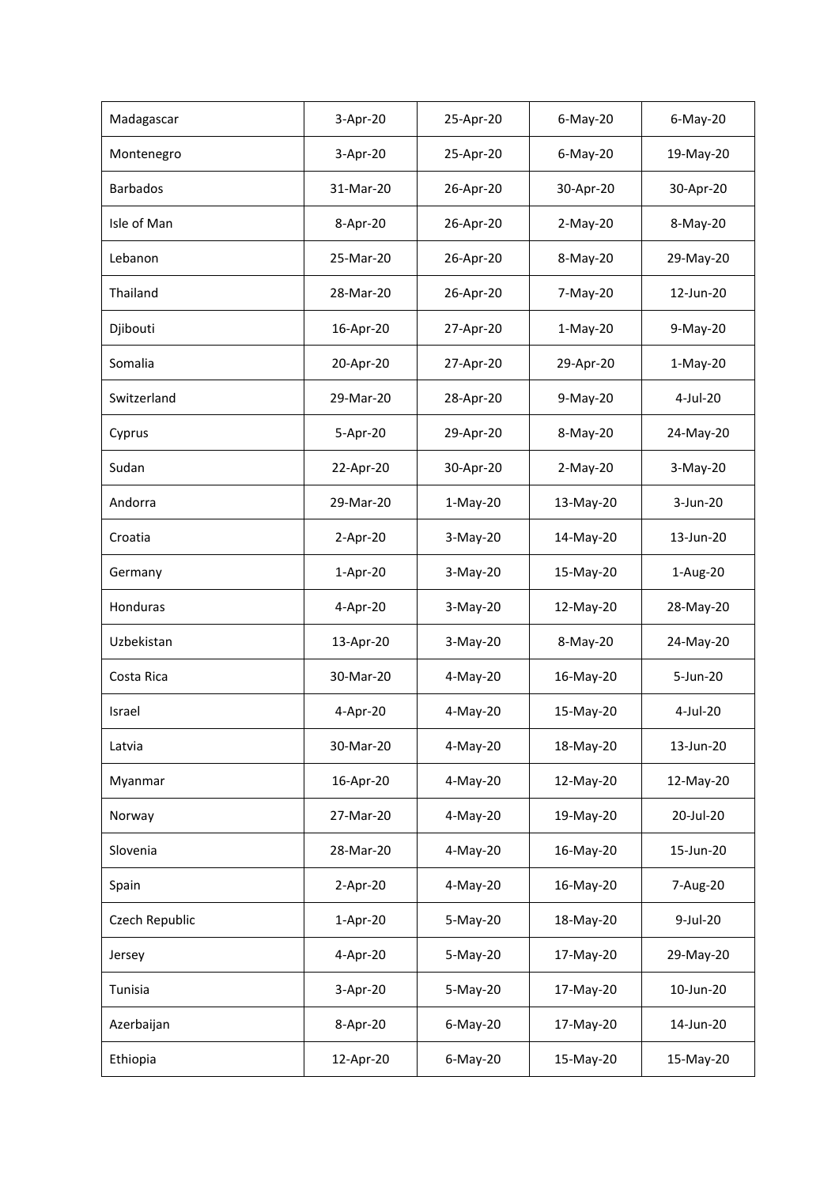| | | | | |
|---|---|---|---|---|
| Madagascar | 3-Apr-20 | 25-Apr-20 | 6-May-20 | 6-May-20 |
| Montenegro | 3-Apr-20 | 25-Apr-20 | 6-May-20 | 19-May-20 |
| Barbados | 31-Mar-20 | 26-Apr-20 | 30-Apr-20 | 30-Apr-20 |
| Isle of Man | 8-Apr-20 | 26-Apr-20 | 2-May-20 | 8-May-20 |
| Lebanon | 25-Mar-20 | 26-Apr-20 | 8-May-20 | 29-May-20 |
| Thailand | 28-Mar-20 | 26-Apr-20 | 7-May-20 | 12-Jun-20 |
| Djibouti | 16-Apr-20 | 27-Apr-20 | 1-May-20 | 9-May-20 |
| Somalia | 20-Apr-20 | 27-Apr-20 | 29-Apr-20 | 1-May-20 |
| Switzerland | 29-Mar-20 | 28-Apr-20 | 9-May-20 | 4-Jul-20 |
| Cyprus | 5-Apr-20 | 29-Apr-20 | 8-May-20 | 24-May-20 |
| Sudan | 22-Apr-20 | 30-Apr-20 | 2-May-20 | 3-May-20 |
| Andorra | 29-Mar-20 | 1-May-20 | 13-May-20 | 3-Jun-20 |
| Croatia | 2-Apr-20 | 3-May-20 | 14-May-20 | 13-Jun-20 |
| Germany | 1-Apr-20 | 3-May-20 | 15-May-20 | 1-Aug-20 |
| Honduras | 4-Apr-20 | 3-May-20 | 12-May-20 | 28-May-20 |
| Uzbekistan | 13-Apr-20 | 3-May-20 | 8-May-20 | 24-May-20 |
| Costa Rica | 30-Mar-20 | 4-May-20 | 16-May-20 | 5-Jun-20 |
| Israel | 4-Apr-20 | 4-May-20 | 15-May-20 | 4-Jul-20 |
| Latvia | 30-Mar-20 | 4-May-20 | 18-May-20 | 13-Jun-20 |
| Myanmar | 16-Apr-20 | 4-May-20 | 12-May-20 | 12-May-20 |
| Norway | 27-Mar-20 | 4-May-20 | 19-May-20 | 20-Jul-20 |
| Slovenia | 28-Mar-20 | 4-May-20 | 16-May-20 | 15-Jun-20 |
| Spain | 2-Apr-20 | 4-May-20 | 16-May-20 | 7-Aug-20 |
| Czech Republic | 1-Apr-20 | 5-May-20 | 18-May-20 | 9-Jul-20 |
| Jersey | 4-Apr-20 | 5-May-20 | 17-May-20 | 29-May-20 |
| Tunisia | 3-Apr-20 | 5-May-20 | 17-May-20 | 10-Jun-20 |
| Azerbaijan | 8-Apr-20 | 6-May-20 | 17-May-20 | 14-Jun-20 |
| Ethiopia | 12-Apr-20 | 6-May-20 | 15-May-20 | 15-May-20 |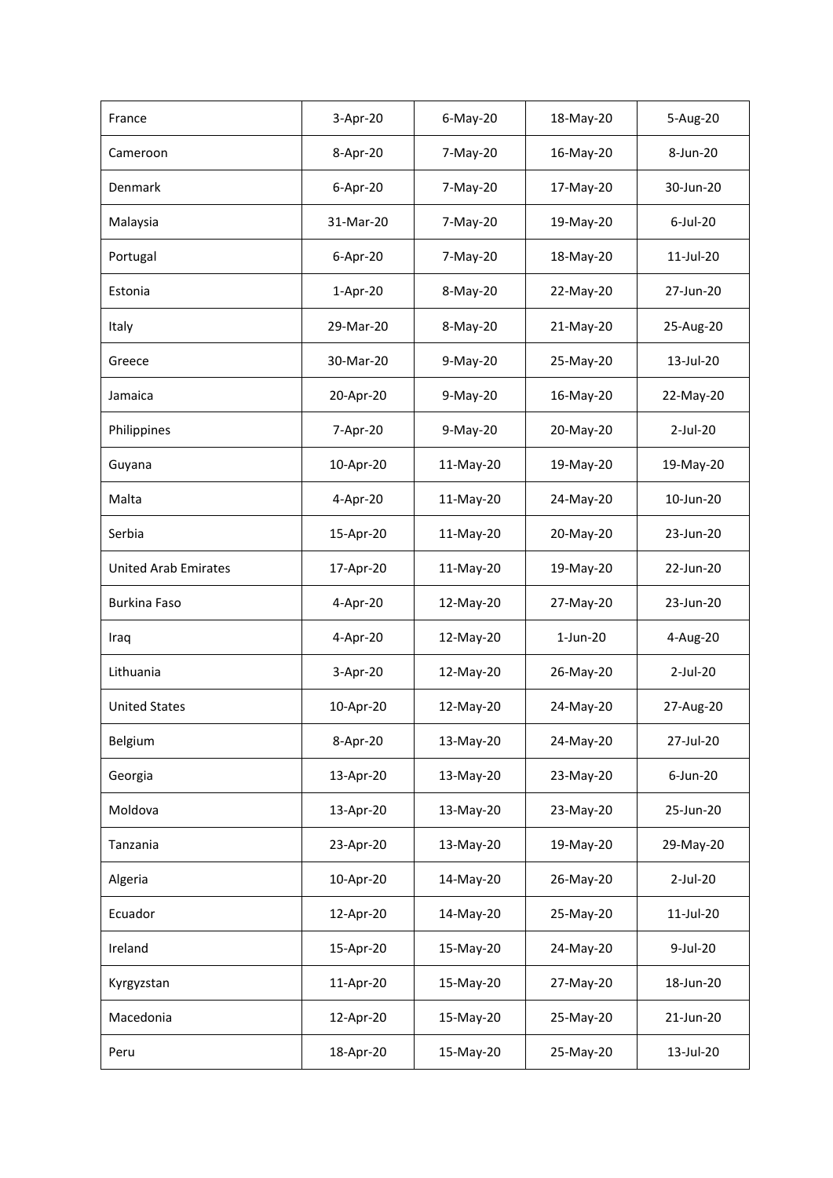| | | | | |
|---|---|---|---|---|
| France | 3-Apr-20 | 6-May-20 | 18-May-20 | 5-Aug-20 |
| Cameroon | 8-Apr-20 | 7-May-20 | 16-May-20 | 8-Jun-20 |
| Denmark | 6-Apr-20 | 7-May-20 | 17-May-20 | 30-Jun-20 |
| Malaysia | 31-Mar-20 | 7-May-20 | 19-May-20 | 6-Jul-20 |
| Portugal | 6-Apr-20 | 7-May-20 | 18-May-20 | 11-Jul-20 |
| Estonia | 1-Apr-20 | 8-May-20 | 22-May-20 | 27-Jun-20 |
| Italy | 29-Mar-20 | 8-May-20 | 21-May-20 | 25-Aug-20 |
| Greece | 30-Mar-20 | 9-May-20 | 25-May-20 | 13-Jul-20 |
| Jamaica | 20-Apr-20 | 9-May-20 | 16-May-20 | 22-May-20 |
| Philippines | 7-Apr-20 | 9-May-20 | 20-May-20 | 2-Jul-20 |
| Guyana | 10-Apr-20 | 11-May-20 | 19-May-20 | 19-May-20 |
| Malta | 4-Apr-20 | 11-May-20 | 24-May-20 | 10-Jun-20 |
| Serbia | 15-Apr-20 | 11-May-20 | 20-May-20 | 23-Jun-20 |
| United Arab Emirates | 17-Apr-20 | 11-May-20 | 19-May-20 | 22-Jun-20 |
| Burkina Faso | 4-Apr-20 | 12-May-20 | 27-May-20 | 23-Jun-20 |
| Iraq | 4-Apr-20 | 12-May-20 | 1-Jun-20 | 4-Aug-20 |
| Lithuania | 3-Apr-20 | 12-May-20 | 26-May-20 | 2-Jul-20 |
| United States | 10-Apr-20 | 12-May-20 | 24-May-20 | 27-Aug-20 |
| Belgium | 8-Apr-20 | 13-May-20 | 24-May-20 | 27-Jul-20 |
| Georgia | 13-Apr-20 | 13-May-20 | 23-May-20 | 6-Jun-20 |
| Moldova | 13-Apr-20 | 13-May-20 | 23-May-20 | 25-Jun-20 |
| Tanzania | 23-Apr-20 | 13-May-20 | 19-May-20 | 29-May-20 |
| Algeria | 10-Apr-20 | 14-May-20 | 26-May-20 | 2-Jul-20 |
| Ecuador | 12-Apr-20 | 14-May-20 | 25-May-20 | 11-Jul-20 |
| Ireland | 15-Apr-20 | 15-May-20 | 24-May-20 | 9-Jul-20 |
| Kyrgyzstan | 11-Apr-20 | 15-May-20 | 27-May-20 | 18-Jun-20 |
| Macedonia | 12-Apr-20 | 15-May-20 | 25-May-20 | 21-Jun-20 |
| Peru | 18-Apr-20 | 15-May-20 | 25-May-20 | 13-Jul-20 |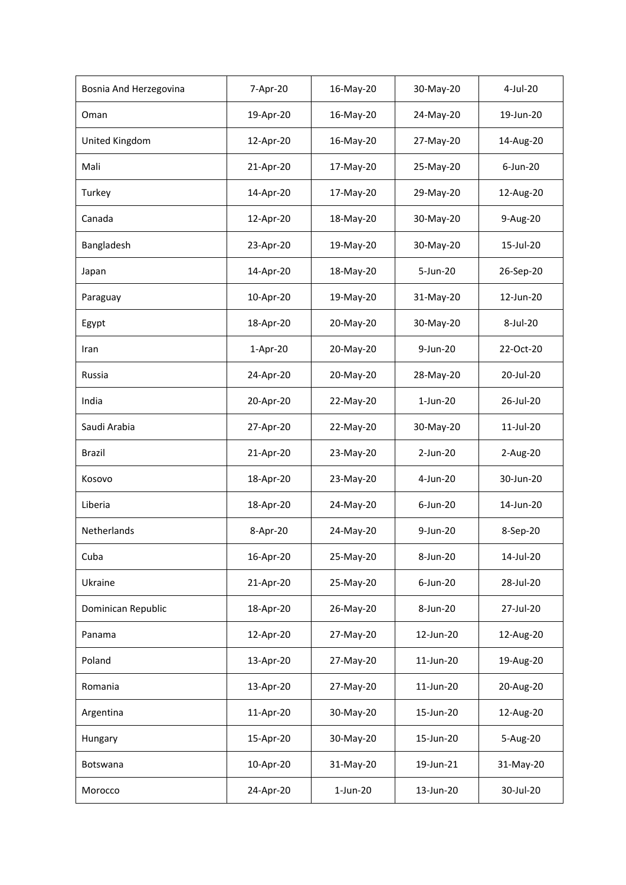| | | | | |
|---|---|---|---|---|
| Bosnia And Herzegovina | 7-Apr-20 | 16-May-20 | 30-May-20 | 4-Jul-20 |
| Oman | 19-Apr-20 | 16-May-20 | 24-May-20 | 19-Jun-20 |
| United Kingdom | 12-Apr-20 | 16-May-20 | 27-May-20 | 14-Aug-20 |
| Mali | 21-Apr-20 | 17-May-20 | 25-May-20 | 6-Jun-20 |
| Turkey | 14-Apr-20 | 17-May-20 | 29-May-20 | 12-Aug-20 |
| Canada | 12-Apr-20 | 18-May-20 | 30-May-20 | 9-Aug-20 |
| Bangladesh | 23-Apr-20 | 19-May-20 | 30-May-20 | 15-Jul-20 |
| Japan | 14-Apr-20 | 18-May-20 | 5-Jun-20 | 26-Sep-20 |
| Paraguay | 10-Apr-20 | 19-May-20 | 31-May-20 | 12-Jun-20 |
| Egypt | 18-Apr-20 | 20-May-20 | 30-May-20 | 8-Jul-20 |
| Iran | 1-Apr-20 | 20-May-20 | 9-Jun-20 | 22-Oct-20 |
| Russia | 24-Apr-20 | 20-May-20 | 28-May-20 | 20-Jul-20 |
| India | 20-Apr-20 | 22-May-20 | 1-Jun-20 | 26-Jul-20 |
| Saudi Arabia | 27-Apr-20 | 22-May-20 | 30-May-20 | 11-Jul-20 |
| Brazil | 21-Apr-20 | 23-May-20 | 2-Jun-20 | 2-Aug-20 |
| Kosovo | 18-Apr-20 | 23-May-20 | 4-Jun-20 | 30-Jun-20 |
| Liberia | 18-Apr-20 | 24-May-20 | 6-Jun-20 | 14-Jun-20 |
| Netherlands | 8-Apr-20 | 24-May-20 | 9-Jun-20 | 8-Sep-20 |
| Cuba | 16-Apr-20 | 25-May-20 | 8-Jun-20 | 14-Jul-20 |
| Ukraine | 21-Apr-20 | 25-May-20 | 6-Jun-20 | 28-Jul-20 |
| Dominican Republic | 18-Apr-20 | 26-May-20 | 8-Jun-20 | 27-Jul-20 |
| Panama | 12-Apr-20 | 27-May-20 | 12-Jun-20 | 12-Aug-20 |
| Poland | 13-Apr-20 | 27-May-20 | 11-Jun-20 | 19-Aug-20 |
| Romania | 13-Apr-20 | 27-May-20 | 11-Jun-20 | 20-Aug-20 |
| Argentina | 11-Apr-20 | 30-May-20 | 15-Jun-20 | 12-Aug-20 |
| Hungary | 15-Apr-20 | 30-May-20 | 15-Jun-20 | 5-Aug-20 |
| Botswana | 10-Apr-20 | 31-May-20 | 19-Jun-21 | 31-May-20 |
| Morocco | 24-Apr-20 | 1-Jun-20 | 13-Jun-20 | 30-Jul-20 |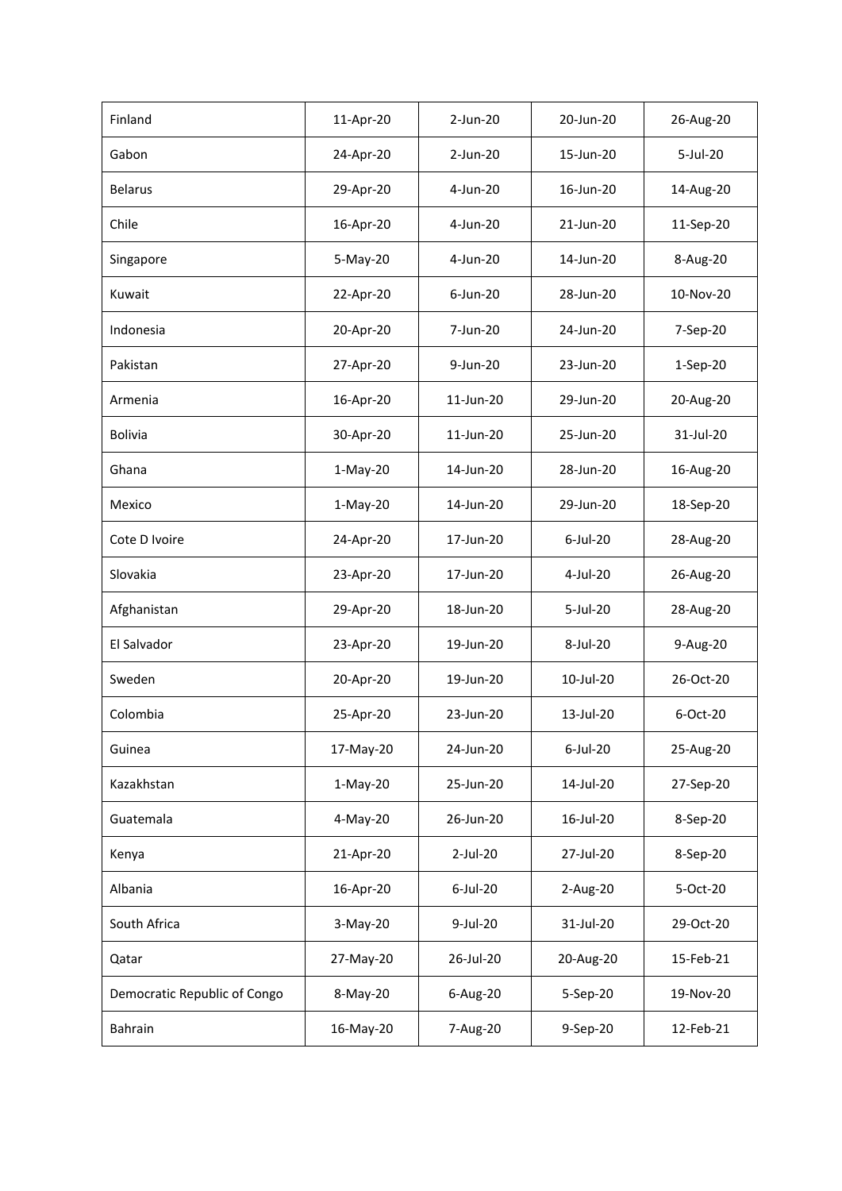| | | | | |
|---|---|---|---|---|
| Finland | 11-Apr-20 | 2-Jun-20 | 20-Jun-20 | 26-Aug-20 |
| Gabon | 24-Apr-20 | 2-Jun-20 | 15-Jun-20 | 5-Jul-20 |
| Belarus | 29-Apr-20 | 4-Jun-20 | 16-Jun-20 | 14-Aug-20 |
| Chile | 16-Apr-20 | 4-Jun-20 | 21-Jun-20 | 11-Sep-20 |
| Singapore | 5-May-20 | 4-Jun-20 | 14-Jun-20 | 8-Aug-20 |
| Kuwait | 22-Apr-20 | 6-Jun-20 | 28-Jun-20 | 10-Nov-20 |
| Indonesia | 20-Apr-20 | 7-Jun-20 | 24-Jun-20 | 7-Sep-20 |
| Pakistan | 27-Apr-20 | 9-Jun-20 | 23-Jun-20 | 1-Sep-20 |
| Armenia | 16-Apr-20 | 11-Jun-20 | 29-Jun-20 | 20-Aug-20 |
| Bolivia | 30-Apr-20 | 11-Jun-20 | 25-Jun-20 | 31-Jul-20 |
| Ghana | 1-May-20 | 14-Jun-20 | 28-Jun-20 | 16-Aug-20 |
| Mexico | 1-May-20 | 14-Jun-20 | 29-Jun-20 | 18-Sep-20 |
| Cote D Ivoire | 24-Apr-20 | 17-Jun-20 | 6-Jul-20 | 28-Aug-20 |
| Slovakia | 23-Apr-20 | 17-Jun-20 | 4-Jul-20 | 26-Aug-20 |
| Afghanistan | 29-Apr-20 | 18-Jun-20 | 5-Jul-20 | 28-Aug-20 |
| El Salvador | 23-Apr-20 | 19-Jun-20 | 8-Jul-20 | 9-Aug-20 |
| Sweden | 20-Apr-20 | 19-Jun-20 | 10-Jul-20 | 26-Oct-20 |
| Colombia | 25-Apr-20 | 23-Jun-20 | 13-Jul-20 | 6-Oct-20 |
| Guinea | 17-May-20 | 24-Jun-20 | 6-Jul-20 | 25-Aug-20 |
| Kazakhstan | 1-May-20 | 25-Jun-20 | 14-Jul-20 | 27-Sep-20 |
| Guatemala | 4-May-20 | 26-Jun-20 | 16-Jul-20 | 8-Sep-20 |
| Kenya | 21-Apr-20 | 2-Jul-20 | 27-Jul-20 | 8-Sep-20 |
| Albania | 16-Apr-20 | 6-Jul-20 | 2-Aug-20 | 5-Oct-20 |
| South Africa | 3-May-20 | 9-Jul-20 | 31-Jul-20 | 29-Oct-20 |
| Qatar | 27-May-20 | 26-Jul-20 | 20-Aug-20 | 15-Feb-21 |
| Democratic Republic of Congo | 8-May-20 | 6-Aug-20 | 5-Sep-20 | 19-Nov-20 |
| Bahrain | 16-May-20 | 7-Aug-20 | 9-Sep-20 | 12-Feb-21 |